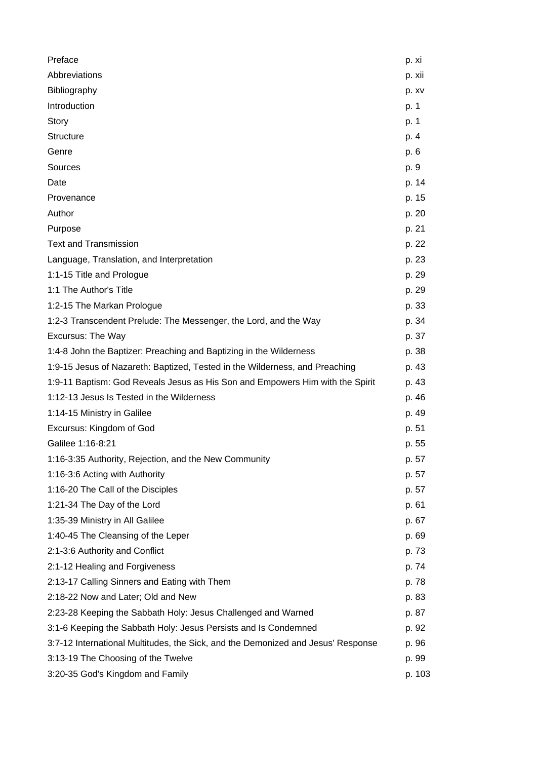| | |
|---|---|
| Preface | p. xi |
| Abbreviations | p. xii |
| Bibliography | p. xv |
| Introduction | p. 1 |
| Story | p. 1 |
| Structure | p. 4 |
| Genre | p. 6 |
| Sources | p. 9 |
| Date | p. 14 |
| Provenance | p. 15 |
| Author | p. 20 |
| Purpose | p. 21 |
| Text and Transmission | p. 22 |
| Language, Translation, and Interpretation | p. 23 |
| 1:1-15 Title and Prologue | p. 29 |
| 1:1 The Author's Title | p. 29 |
| 1:2-15 The Markan Prologue | p. 33 |
| 1:2-3 Transcendent Prelude: The Messenger, the Lord, and the Way | p. 34 |
| Excursus: The Way | p. 37 |
| 1:4-8 John the Baptizer: Preaching and Baptizing in the Wilderness | p. 38 |
| 1:9-15 Jesus of Nazareth: Baptized, Tested in the Wilderness, and Preaching | p. 43 |
| 1:9-11 Baptism: God Reveals Jesus as His Son and Empowers Him with the Spirit | p. 43 |
| 1:12-13 Jesus Is Tested in the Wilderness | p. 46 |
| 1:14-15 Ministry in Galilee | p. 49 |
| Excursus: Kingdom of God | p. 51 |
| Galilee 1:16-8:21 | p. 55 |
| 1:16-3:35 Authority, Rejection, and the New Community | p. 57 |
| 1:16-3:6 Acting with Authority | p. 57 |
| 1:16-20 The Call of the Disciples | p. 57 |
| 1:21-34 The Day of the Lord | p. 61 |
| 1:35-39 Ministry in All Galilee | p. 67 |
| 1:40-45 The Cleansing of the Leper | p. 69 |
| 2:1-3:6 Authority and Conflict | p. 73 |
| 2:1-12 Healing and Forgiveness | p. 74 |
| 2:13-17 Calling Sinners and Eating with Them | p. 78 |
| 2:18-22 Now and Later; Old and New | p. 83 |
| 2:23-28 Keeping the Sabbath Holy: Jesus Challenged and Warned | p. 87 |
| 3:1-6 Keeping the Sabbath Holy: Jesus Persists and Is Condemned | p. 92 |
| 3:7-12 International Multitudes, the Sick, and the Demonized and Jesus' Response | p. 96 |
| 3:13-19 The Choosing of the Twelve | p. 99 |
| 3:20-35 God's Kingdom and Family | p. 103 |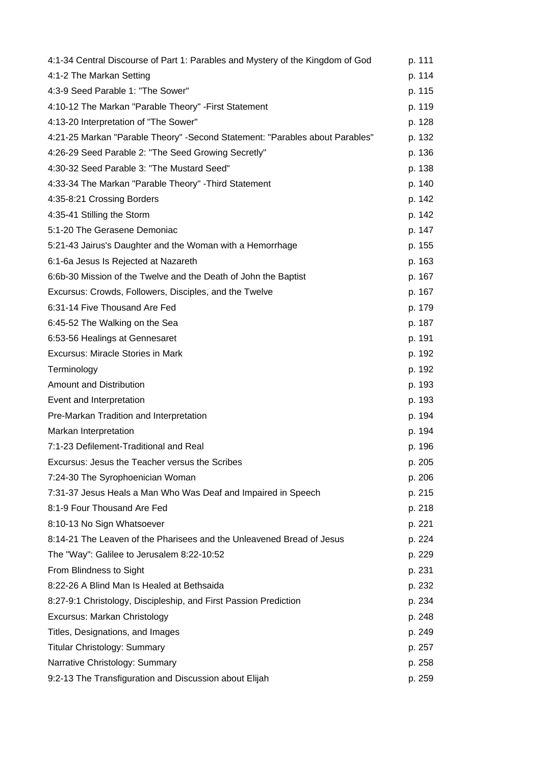4:1-34 Central Discourse of Part 1: Parables and Mystery of the Kingdom of God p. 111
4:1-2 The Markan Setting p. 114
4:3-9 Seed Parable 1: "The Sower" p. 115
4:10-12 The Markan "Parable Theory" -First Statement p. 119
4:13-20 Interpretation of "The Sower" p. 128
4:21-25 Markan "Parable Theory" -Second Statement: "Parables about Parables" p. 132
4:26-29 Seed Parable 2: "The Seed Growing Secretly" p. 136
4:30-32 Seed Parable 3: "The Mustard Seed" p. 138
4:33-34 The Markan "Parable Theory" -Third Statement p. 140
4:35-8:21 Crossing Borders p. 142
4:35-41 Stilling the Storm p. 142
5:1-20 The Gerasene Demoniac p. 147
5:21-43 Jairus's Daughter and the Woman with a Hemorrhage p. 155
6:1-6a Jesus Is Rejected at Nazareth p. 163
6:6b-30 Mission of the Twelve and the Death of John the Baptist p. 167
Excursus: Crowds, Followers, Disciples, and the Twelve p. 167
6:31-14 Five Thousand Are Fed p. 179
6:45-52 The Walking on the Sea p. 187
6:53-56 Healings at Gennesaret p. 191
Excursus: Miracle Stories in Mark p. 192
Terminology p. 192
Amount and Distribution p. 193
Event and Interpretation p. 193
Pre-Markan Tradition and Interpretation p. 194
Markan Interpretation p. 194
7:1-23 Defilement-Traditional and Real p. 196
Excursus: Jesus the Teacher versus the Scribes p. 205
7:24-30 The Syrophoenician Woman p. 206
7:31-37 Jesus Heals a Man Who Was Deaf and Impaired in Speech p. 215
8:1-9 Four Thousand Are Fed p. 218
8:10-13 No Sign Whatsoever p. 221
8:14-21 The Leaven of the Pharisees and the Unleavened Bread of Jesus p. 224
The "Way": Galilee to Jerusalem 8:22-10:52 p. 229
From Blindness to Sight p. 231
8:22-26 A Blind Man Is Healed at Bethsaida p. 232
8:27-9:1 Christology, Discipleship, and First Passion Prediction p. 234
Excursus: Markan Christology p. 248
Titles, Designations, and Images p. 249
Titular Christology: Summary p. 257
Narrative Christology: Summary p. 258
9:2-13 The Transfiguration and Discussion about Elijah p. 259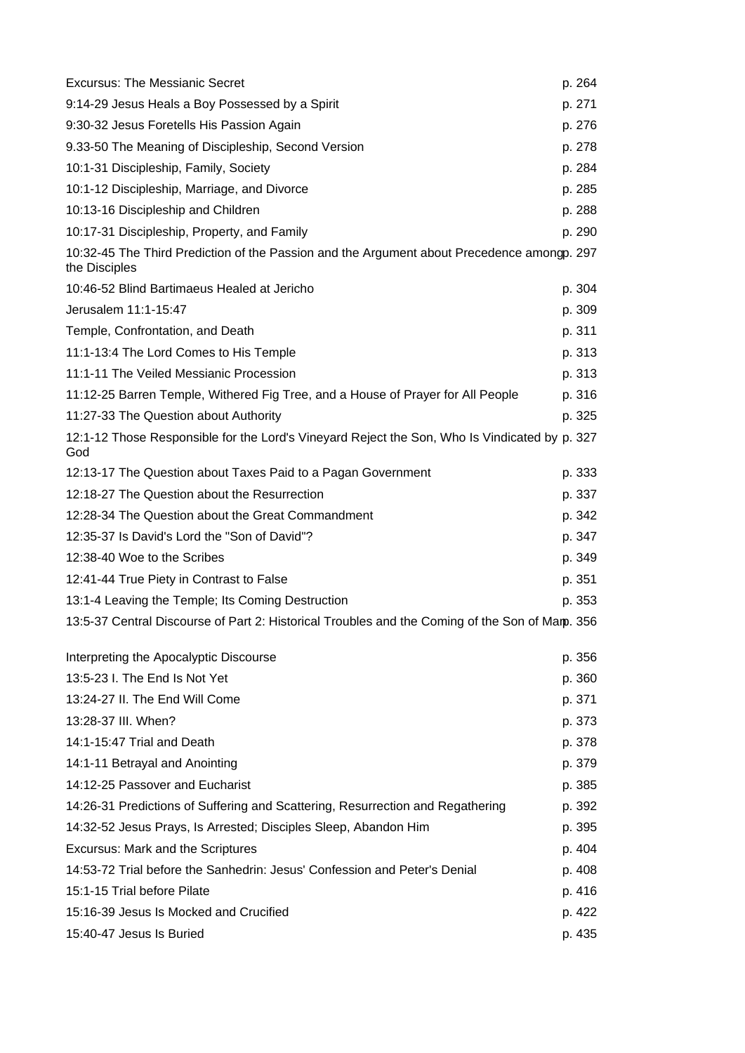| | |
|---|---|
| Excursus: The Messianic Secret | p. 264 |
| 9:14-29 Jesus Heals a Boy Possessed by a Spirit | p. 271 |
| 9:30-32 Jesus Foretells His Passion Again | p. 276 |
| 9.33-50 The Meaning of Discipleship, Second Version | p. 278 |
| 10:1-31 Discipleship, Family, Society | p. 284 |
| 10:1-12 Discipleship, Marriage, and Divorce | p. 285 |
| 10:13-16 Discipleship and Children | p. 288 |
| 10:17-31 Discipleship, Property, and Family | p. 290 |
| 10:32-45 The Third Prediction of the Passion and the Argument about Precedence among the Disciples | p. 297 |
| 10:46-52 Blind Bartimaeus Healed at Jericho | p. 304 |
| Jerusalem 11:1-15:47 | p. 309 |
| Temple, Confrontation, and Death | p. 311 |
| 11:1-13:4 The Lord Comes to His Temple | p. 313 |
| 11:1-11 The Veiled Messianic Procession | p. 313 |
| 11:12-25 Barren Temple, Withered Fig Tree, and a House of Prayer for All People | p. 316 |
| 11:27-33 The Question about Authority | p. 325 |
| 12:1-12 Those Responsible for the Lord's Vineyard Reject the Son, Who Is Vindicated by God | p. 327 |
| 12:13-17 The Question about Taxes Paid to a Pagan Government | p. 333 |
| 12:18-27 The Question about the Resurrection | p. 337 |
| 12:28-34 The Question about the Great Commandment | p. 342 |
| 12:35-37 Is David's Lord the "Son of David"? | p. 347 |
| 12:38-40 Woe to the Scribes | p. 349 |
| 12:41-44 True Piety in Contrast to False | p. 351 |
| 13:1-4 Leaving the Temple; Its Coming Destruction | p. 353 |
| 13:5-37 Central Discourse of Part 2: Historical Troubles and the Coming of the Son of Man | p. 356 |
| Interpreting the Apocalyptic Discourse | p. 356 |
| 13:5-23 I. The End Is Not Yet | p. 360 |
| 13:24-27 II. The End Will Come | p. 371 |
| 13:28-37 III. When? | p. 373 |
| 14:1-15:47 Trial and Death | p. 378 |
| 14:1-11 Betrayal and Anointing | p. 379 |
| 14:12-25 Passover and Eucharist | p. 385 |
| 14:26-31 Predictions of Suffering and Scattering, Resurrection and Regathering | p. 392 |
| 14:32-52 Jesus Prays, Is Arrested; Disciples Sleep, Abandon Him | p. 395 |
| Excursus: Mark and the Scriptures | p. 404 |
| 14:53-72 Trial before the Sanhedrin: Jesus' Confession and Peter's Denial | p. 408 |
| 15:1-15 Trial before Pilate | p. 416 |
| 15:16-39 Jesus Is Mocked and Crucified | p. 422 |
| 15:40-47 Jesus Is Buried | p. 435 |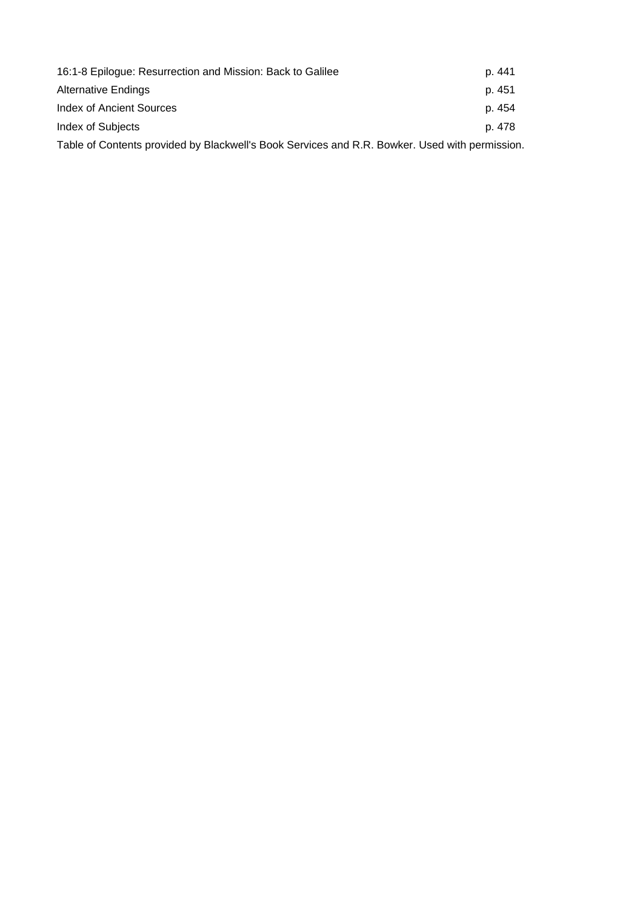| | |
|---|---|
| 16:1-8 Epilogue: Resurrection and Mission: Back to Galilee | p. 441 |
| Alternative Endings | p. 451 |
| Index of Ancient Sources | p. 454 |
| Index of Subjects | p. 478 |

Table of Contents provided by Blackwell's Book Services and R.R. Bowker. Used with permission.